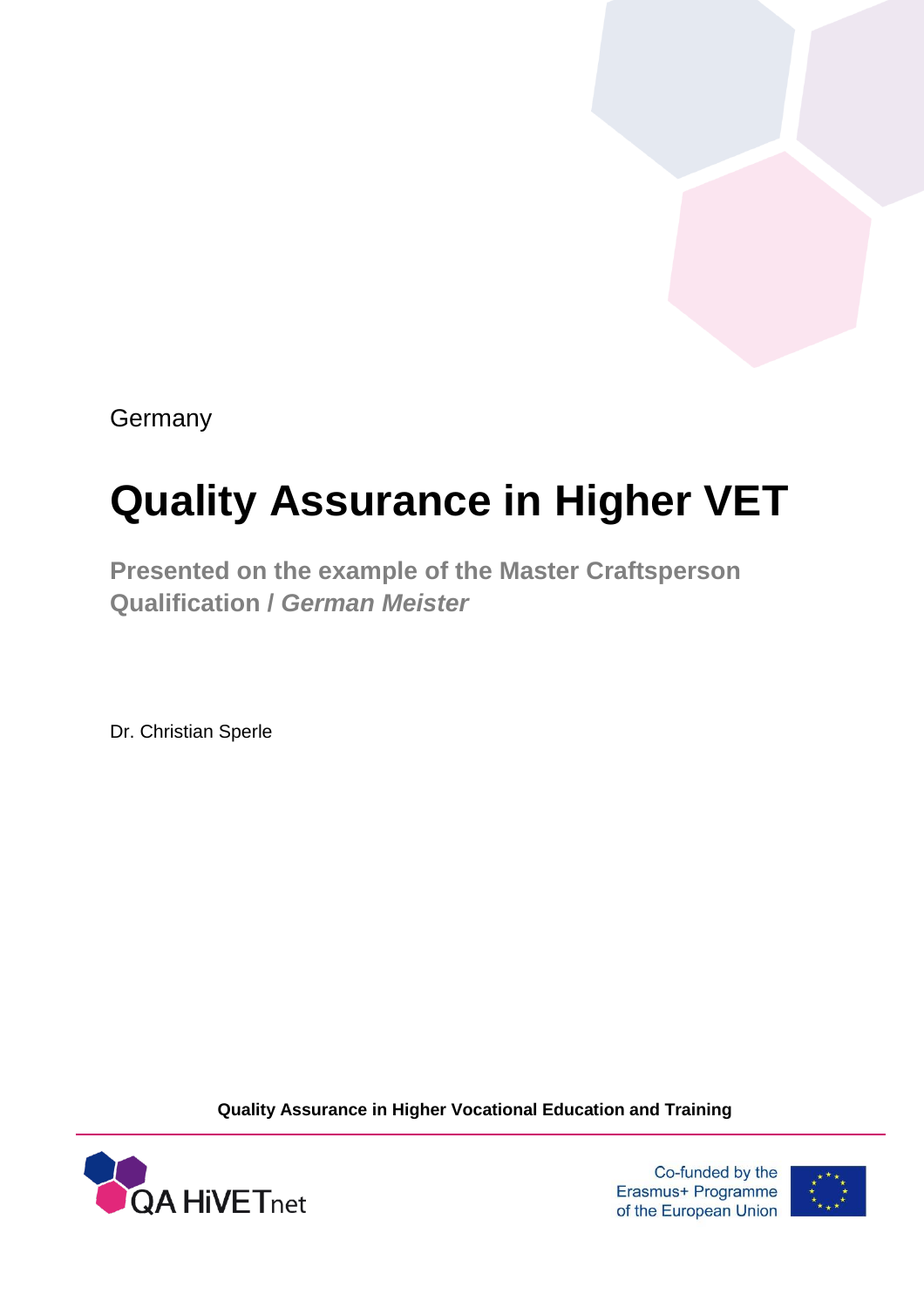Germany

# Quality Assurance in Higher VET

## Presented on the example of the Master Craftsperson Qualification / *German Meister*

Dr. Christian Sperle

**Quality Assurance in Higher Vocational Education and Training**

QA HiVETnet

Co-funded by the Erasmus+ Programme of the European Union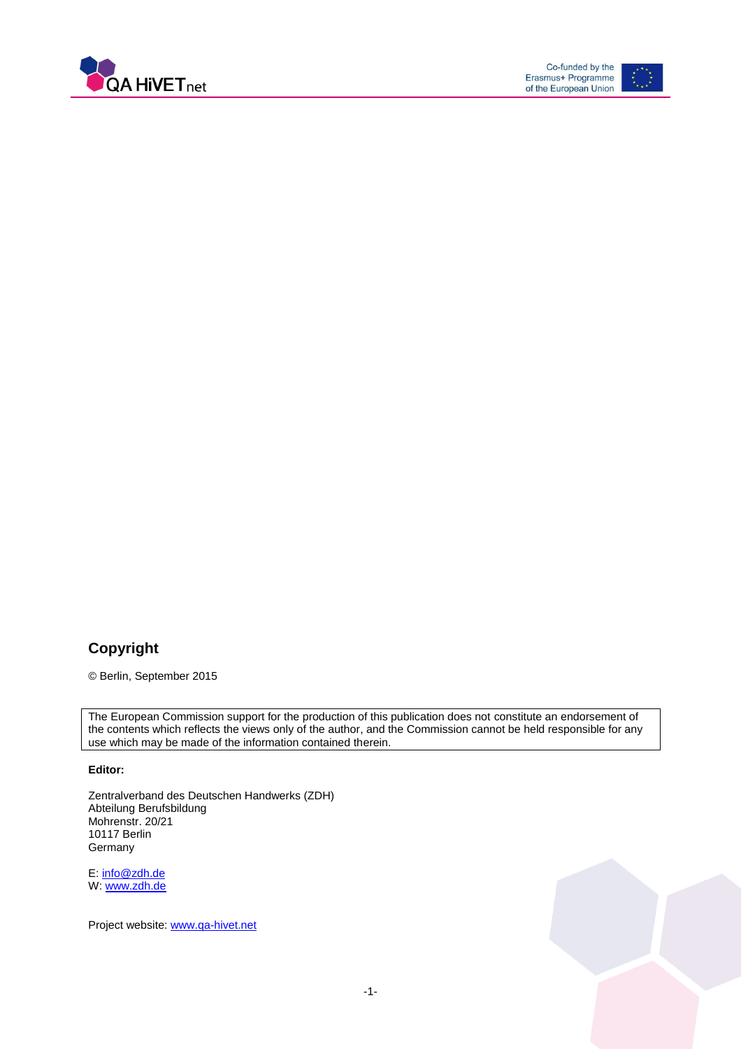## Copyright

© Berlin, September 2015

The European Commission support for the production of this publication does not constitute an endorsement of the contents which reflects the views only of the author, and the Commission cannot be held responsible for any use which may be made of the information contained therein.

**Editor:**

Zentralverband des Deutschen Handwerks (ZDH)
Abteilung Berufsbildung
Mohrenstr. 20/21
10117 Berlin
Germany

E: info@zdh.de
W: www.zdh.de

Project website: www.qa-hivet.net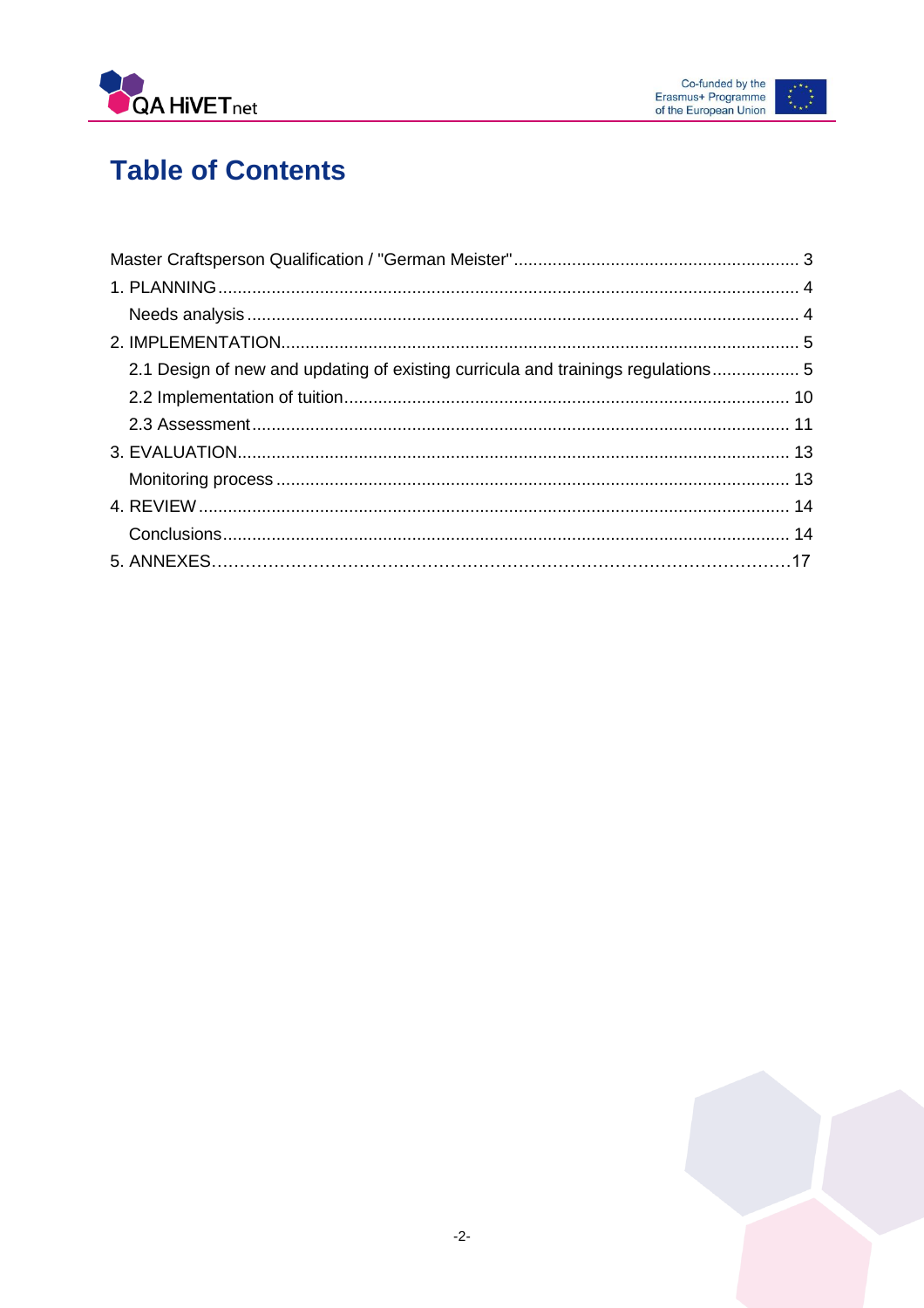# Table of Contents

Master Craftsperson Qualification / "German Meister" ........................................................... 3

1. PLANNING ........................................................................................................................ 4

    Needs analysis ................................................................................................................. 4

2. IMPLEMENTATION .......................................................................................................... 5

    2.1 Design of new and updating of existing curricula and trainings regulations .................. 5

    2.2 Implementation of tuition ............................................................................................ 10

    2.3 Assessment ............................................................................................................... 11

3. EVALUATION ................................................................................................................. 13

    Monitoring process ......................................................................................................... 13

4. REVIEW .......................................................................................................................... 14

    Conclusions .................................................................................................................... 14

5. ANNEXES ....................................................................................................................... 17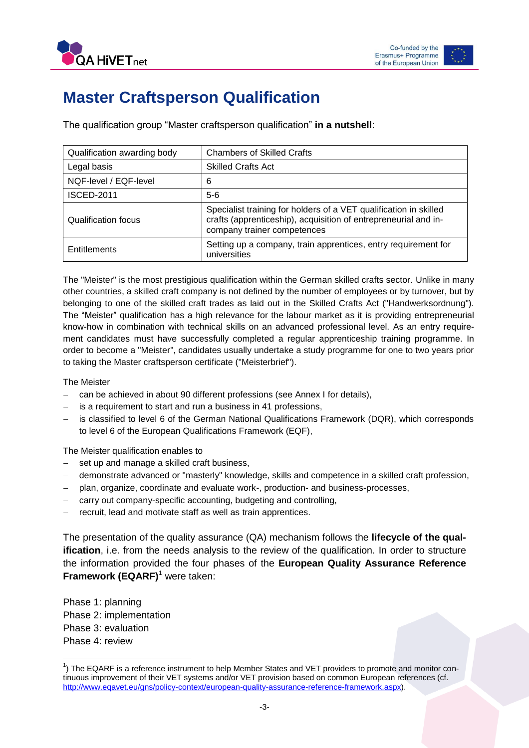# Master Craftsperson Qualification

The qualification group "Master craftsperson qualification" **in a nutshell**:

| Qualification awarding body | Chambers of Skilled Crafts |
|---|---|
| Legal basis | Skilled Crafts Act |
| NQF-level / EQF-level | 6 |
| ISCED-2011 | 5-6 |
| Qualification focus | Specialist training for holders of a VET qualification in skilled crafts (apprenticeship), acquisition of entrepreneurial and in-company trainer competences |
| Entitlements | Setting up a company, train apprentices, entry requirement for universities |

The "Meister" is the most prestigious qualification within the German skilled crafts sector. Unlike in many other countries, a skilled craft company is not defined by the number of employees or by turnover, but by belonging to one of the skilled craft trades as laid out in the Skilled Crafts Act ("Handwerksordnung"). The "Meister" qualification has a high relevance for the labour market as it is providing entrepreneurial know-how in combination with technical skills on an advanced professional level. As an entry requirement candidates must have successfully completed a regular apprenticeship training programme. In order to become a "Meister", candidates usually undertake a study programme for one to two years prior to taking the Master craftsperson certificate ("Meisterbrief").

The Meister

- can be achieved in about 90 different professions (see Annex I for details),
- is a requirement to start and run a business in 41 professions,
- is classified to level 6 of the German National Qualifications Framework (DQR), which corresponds to level 6 of the European Qualifications Framework (EQF),

The Meister qualification enables to

- set up and manage a skilled craft business,
- demonstrate advanced or "masterly" knowledge, skills and competence in a skilled craft profession,
- plan, organize, coordinate and evaluate work-, production- and business-processes,
- carry out company-specific accounting, budgeting and controlling,
- recruit, lead and motivate staff as well as train apprentices.

The presentation of the quality assurance (QA) mechanism follows the **lifecycle of the qualification**, i.e. from the needs analysis to the review of the qualification. In order to structure the information provided the four phases of the **European Quality Assurance Reference Framework (EQARF)**[1] were taken:

Phase 1: planning
Phase 2: implementation
Phase 3: evaluation
Phase 4: review

[1]) The EQARF is a reference instrument to help Member States and VET providers to promote and monitor continuous improvement of their VET systems and/or VET provision based on common European references (cf. http://www.eqavet.eu/gns/policy-context/european-quality-assurance-reference-framework.aspx).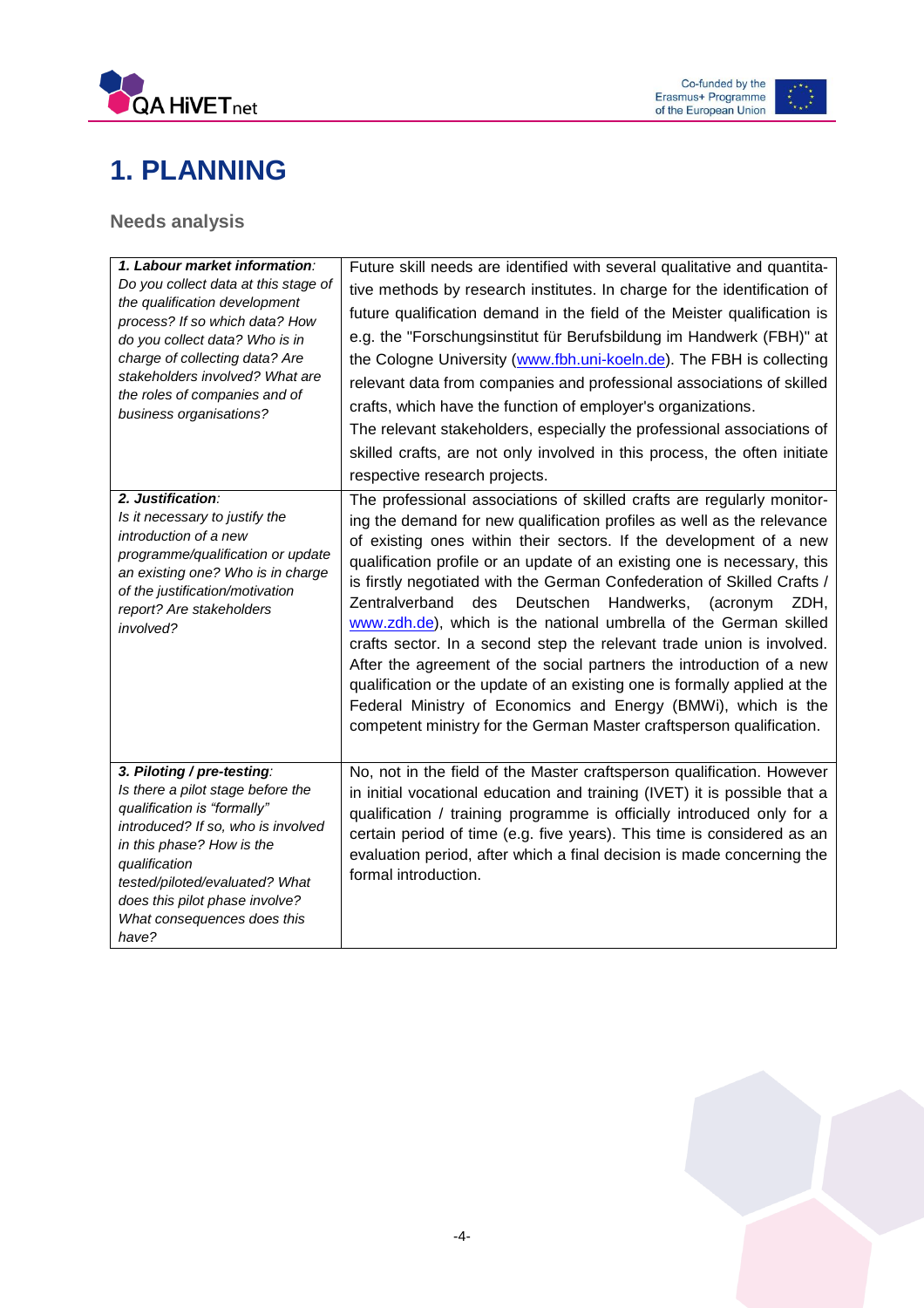# 1. PLANNING

## Needs analysis

| | |
|---|---|
| ***1. Labour market information**: Do you collect data at this stage of the qualification development process? If so which data? How do you collect data? Who is in charge of collecting data? Are stakeholders involved? What are the roles of companies and of business organisations?* | Future skill needs are identified with several qualitative and quantitative methods by research institutes. In charge for the identification of future qualification demand in the field of the Meister qualification is e.g. the "Forschungsinstitut für Berufsbildung im Handwerk (FBH)" at the Cologne University (www.fbh.uni-koeln.de). The FBH is collecting relevant data from companies and professional associations of skilled crafts, which have the function of employer's organizations. The relevant stakeholders, especially the professional associations of skilled crafts, are not only involved in this process, the often initiate respective research projects. |
| ***2. Justification**: Is it necessary to justify the introduction of a new programme/qualification or update an existing one? Who is in charge of the justification/motivation report? Are stakeholders involved?* | The professional associations of skilled crafts are regularly monitoring the demand for new qualification profiles as well as the relevance of existing ones within their sectors. If the development of a new qualification profile or an update of an existing one is necessary, this is firstly negotiated with the German Confederation of Skilled Crafts / Zentralverband des Deutschen Handwerks, (acronym ZDH, www.zdh.de), which is the national umbrella of the German skilled crafts sector. In a second step the relevant trade union is involved. After the agreement of the social partners the introduction of a new qualification or the update of an existing one is formally applied at the Federal Ministry of Economics and Energy (BMWi), which is the competent ministry for the German Master craftsperson qualification. |
| ***3. Piloting / pre-testing**: Is there a pilot stage before the qualification is "formally" introduced? If so, who is involved in this phase? How is the qualification tested/piloted/evaluated? What does this pilot phase involve? What consequences does this have?* | No, not in the field of the Master craftsperson qualification. However in initial vocational education and training (IVET) it is possible that a qualification / training programme is officially introduced only for a certain period of time (e.g. five years). This time is considered as an evaluation period, after which a final decision is made concerning the formal introduction. |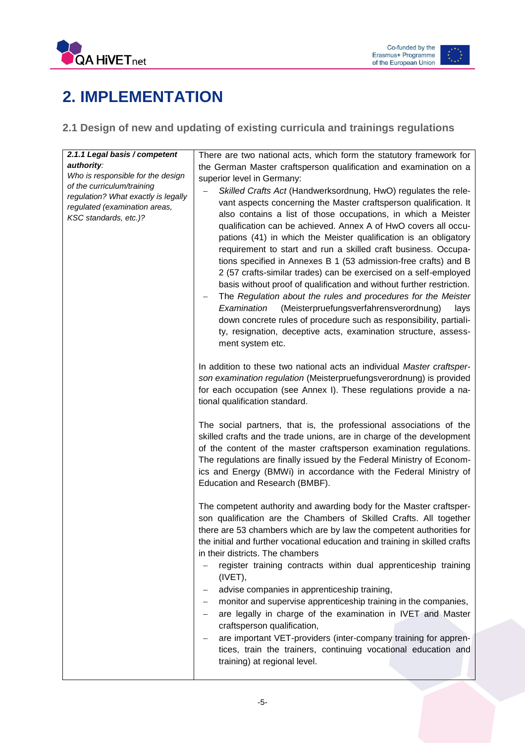# 2. IMPLEMENTATION

## 2.1 Design of new and updating of existing curricula and trainings regulations

| | |
|---|---|
| ***2.1.1 Legal basis / competent authority****:*<br>*Who is responsible for the design of the curriculum/training regulation? What exactly is legally regulated (examination areas, KSC standards, etc.)?* | There are two national acts, which form the statutory framework for the German Master craftsperson qualification and examination on a superior level in Germany:<br>– *Skilled Crafts Act* (Handwerksordnung, HwO) regulates the relevant aspects concerning the Master craftsperson qualification. It also contains a list of those occupations, in which a Meister qualification can be achieved. Annex A of HwO covers all occupations (41) in which the Meister qualification is an obligatory requirement to start and run a skilled craft business. Occupations specified in Annexes B 1 (53 admission-free crafts) and B 2 (57 crafts-similar trades) can be exercised on a self-employed basis without proof of qualification and without further restriction.<br>– The *Regulation about the rules and procedures for the Meister Examination* (Meisterpruefungsverfahrensverordnung) lays down concrete rules of procedure such as responsibility, partiality, resignation, deceptive acts, examination structure, assessment system etc.<br><br>In addition to these two national acts an individual *Master craftsperson examination regulation* (Meisterpruefungsverordnung) is provided for each occupation (see Annex I). These regulations provide a national qualification standard.<br><br>The social partners, that is, the professional associations of the skilled crafts and the trade unions, are in charge of the development of the content of the master craftsperson examination regulations. The regulations are finally issued by the Federal Ministry of Economics and Energy (BMWi) in accordance with the Federal Ministry of Education and Research (BMBF).<br><br>The competent authority and awarding body for the Master craftsperson qualification are the Chambers of Skilled Crafts. All together there are 53 chambers which are by law the competent authorities for the initial and further vocational education and training in skilled crafts in their districts. The chambers<br>– register training contracts within dual apprenticeship training (IVET),<br>– advise companies in apprenticeship training,<br>– monitor and supervise apprenticeship training in the companies,<br>– are legally in charge of the examination in IVET and Master craftsperson qualification,<br>– are important VET-providers (inter-company training for apprentices, train the trainers, continuing vocational education and training) at regional level. |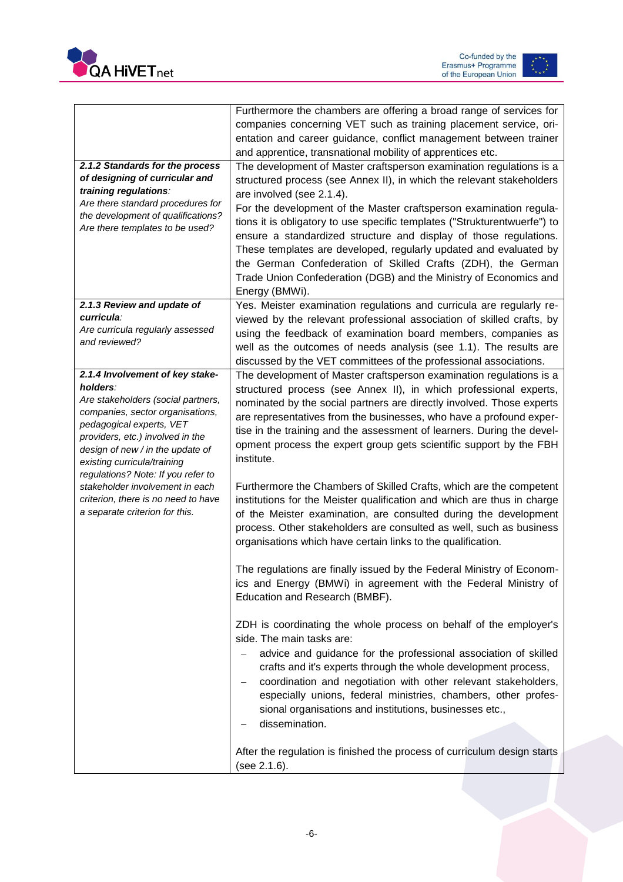| | |
|---|---|
| | Furthermore the chambers are offering a broad range of services for companies concerning VET such as training placement service, orientation and career guidance, conflict management between trainer and apprentice, transnational mobility of apprentices etc. |
| ***2.1.2 Standards for the process of designing of curricular and training regulations**:* *Are there standard procedures for the development of qualifications? Are there templates to be used?* | The development of Master craftsperson examination regulations is a structured process (see Annex II), in which the relevant stakeholders are involved (see 2.1.4).<br>For the development of the Master craftsperson examination regulations it is obligatory to use specific templates ("Strukturentwuerfe") to ensure a standardized structure and display of those regulations. These templates are developed, regularly updated and evaluated by the German Confederation of Skilled Crafts (ZDH), the German Trade Union Confederation (DGB) and the Ministry of Economics and Energy (BMWi). |
| ***2.1.3 Review and update of curricula**:* *Are curricula regularly assessed and reviewed?* | Yes. Meister examination regulations and curricula are regularly reviewed by the relevant professional association of skilled crafts, by using the feedback of examination board members, companies as well as the outcomes of needs analysis (see 1.1). The results are discussed by the VET committees of the professional associations. |
| ***2.1.4 Involvement of key stakeholders**:* *Are stakeholders (social partners, companies, sector organisations, pedagogical experts, VET providers, etc.) involved in the design of new / in the update of existing curricula/training regulations? Note: If you refer to stakeholder involvement in each criterion, there is no need to have a separate criterion for this.* | The development of Master craftsperson examination regulations is a structured process (see Annex II), in which professional experts, nominated by the social partners are directly involved. Those experts are representatives from the businesses, who have a profound expertise in the training and the assessment of learners. During the development process the expert group gets scientific support by the FBH institute.<br><br>Furthermore the Chambers of Skilled Crafts, which are the competent institutions for the Meister qualification and which are thus in charge of the Meister examination, are consulted during the development process. Other stakeholders are consulted as well, such as business organisations which have certain links to the qualification.<br><br>The regulations are finally issued by the Federal Ministry of Economics and Energy (BMWi) in agreement with the Federal Ministry of Education and Research (BMBF).<br><br>ZDH is coordinating the whole process on behalf of the employer's side. The main tasks are:<br>– advice and guidance for the professional association of skilled crafts and it's experts through the whole development process,<br>– coordination and negotiation with other relevant stakeholders, especially unions, federal ministries, chambers, other professional organisations and institutions, businesses etc.,<br>– dissemination.<br><br>After the regulation is finished the process of curriculum design starts (see 2.1.6). |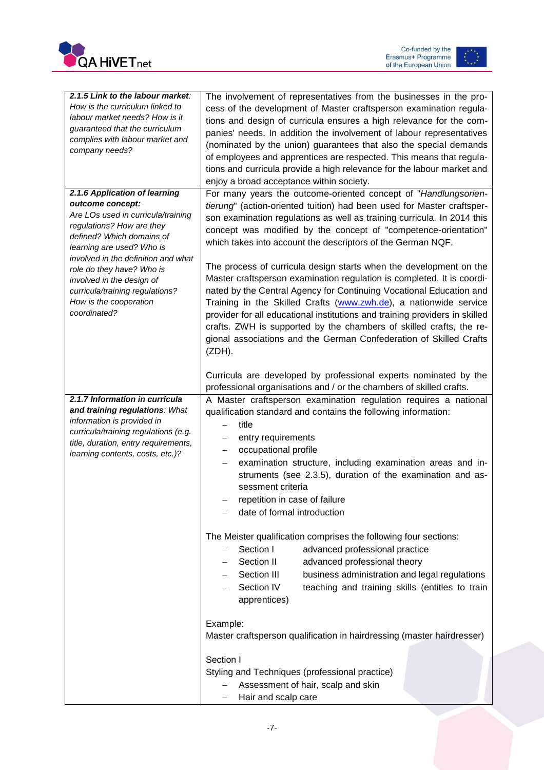| | |
|---|---|
| ***2.1.5 Link to the labour market**: How is the curriculum linked to labour market needs? How is it guaranteed that the curriculum complies with labour market and company needs?* | The involvement of representatives from the businesses in the process of the development of Master craftsperson examination regulations and design of curricula ensures a high relevance for the companies' needs. In addition the involvement of labour representatives (nominated by the union) guarantees that also the special demands of employees and apprentices are respected. This means that regulations and curricula provide a high relevance for the labour market and enjoy a broad acceptance within society. |
| ***2.1.6 Application of learning outcome concept:** Are LOs used in curricula/training regulations? How are they defined? Which domains of learning are used? Who is involved in the definition and what role do they have? Who is involved in the design of curricula/training regulations? How is the cooperation coordinated?* | For many years the outcome-oriented concept of "*Handlungsorientierung*" (action-oriented tuition) had been used for Master craftsperson examination regulations as well as training curricula. In 2014 this concept was modified by the concept of "competence-orientation" which takes into account the descriptors of the German NQF.<br><br>The process of curricula design starts when the development on the Master craftsperson examination regulation is completed. It is coordinated by the Central Agency for Continuing Vocational Education and Training in the Skilled Crafts ([www.zwh.de](http://www.zwh.de)), a nationwide service provider for all educational institutions and training providers in skilled crafts. ZWH is supported by the chambers of skilled crafts, the regional associations and the German Confederation of Skilled Crafts (ZDH).<br><br>Curricula are developed by professional experts nominated by the professional organisations and / or the chambers of skilled crafts. |
| ***2.1.7 Information in curricula and training regulations**: What information is provided in curricula/training regulations (e.g. title, duration, entry requirements, learning contents, costs, etc.)?* | A Master craftsperson examination regulation requires a national qualification standard and contains the following information:<br>– title<br>– entry requirements<br>– occupational profile<br>– examination structure, including examination areas and instruments (see 2.3.5), duration of the examination and assessment criteria<br>– repetition in case of failure<br>– date of formal introduction<br><br>The Meister qualification comprises the following four sections:<br>– Section I advanced professional practice<br>– Section II advanced professional theory<br>– Section III business administration and legal regulations<br>– Section IV teaching and training skills (entitles to train apprentices)<br><br>Example:<br>Master craftsperson qualification in hairdressing (master hairdresser)<br><br>Section I<br>Styling and Techniques (professional practice)<br>– Assessment of hair, scalp and skin<br>– Hair and scalp care |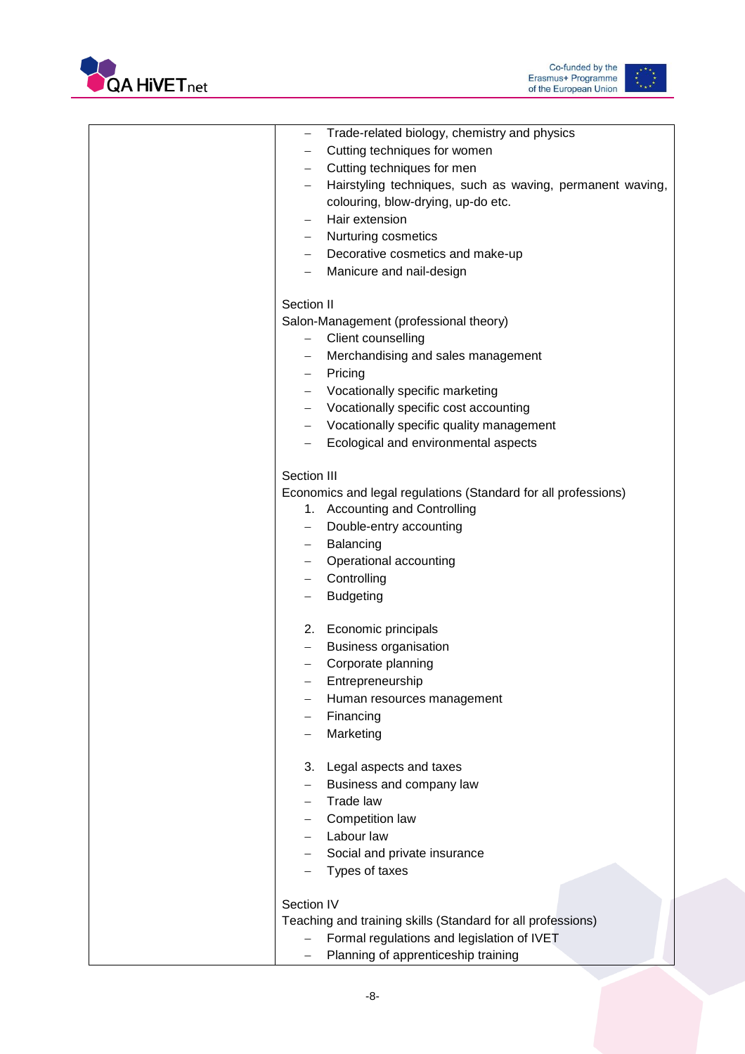| | |
|---|---|
| | – Trade-related biology, chemistry and physics<br>– Cutting techniques for women<br>– Cutting techniques for men<br>– Hairstyling techniques, such as waving, permanent waving, colouring, blow-drying, up-do etc.<br>– Hair extension<br>– Nurturing cosmetics<br>– Decorative cosmetics and make-up<br>– Manicure and nail-design<br><br>Section II<br>Salon-Management (professional theory)<br>– Client counselling<br>– Merchandising and sales management<br>– Pricing<br>– Vocationally specific marketing<br>– Vocationally specific cost accounting<br>– Vocationally specific quality management<br>– Ecological and environmental aspects<br><br>Section III<br>Economics and legal regulations (Standard for all professions)<br>1. Accounting and Controlling<br>– Double-entry accounting<br>– Balancing<br>– Operational accounting<br>– Controlling<br>– Budgeting<br><br>2. Economic principals<br>– Business organisation<br>– Corporate planning<br>– Entrepreneurship<br>– Human resources management<br>– Financing<br>– Marketing<br><br>3. Legal aspects and taxes<br>– Business and company law<br>– Trade law<br>– Competition law<br>– Labour law<br>– Social and private insurance<br>– Types of taxes<br><br>Section IV<br>Teaching and training skills (Standard for all professions)<br>– Formal regulations and legislation of IVET<br>– Planning of apprenticeship training |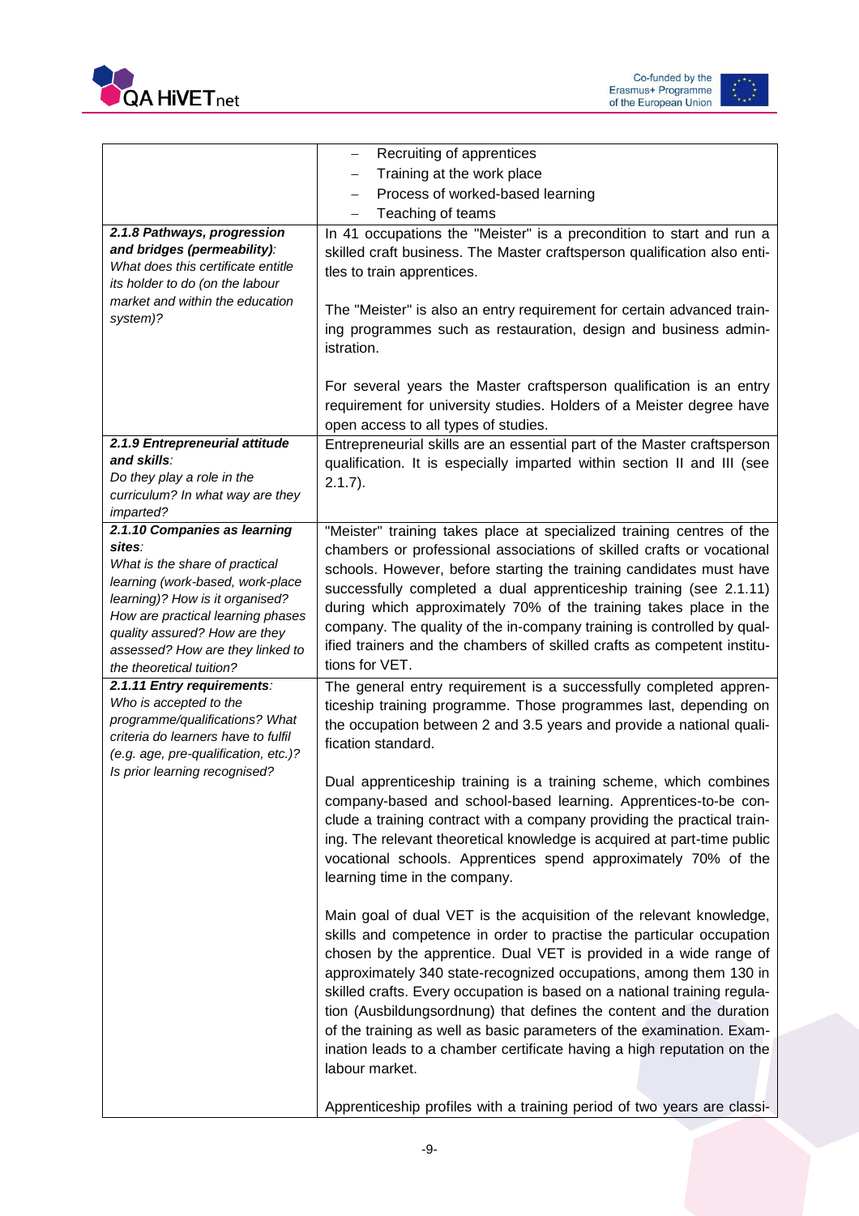| | |
|---|---|
| | – Recruiting of apprentices<br>– Training at the work place<br>– Process of worked-based learning<br>– Teaching of teams |
| ***2.1.8 Pathways, progression and bridges (permeability)****:*<br>*What does this certificate entitle its holder to do (on the labour market and within the education system)?* | In 41 occupations the "Meister" is a precondition to start and run a skilled craft business. The Master craftsperson qualification also entitles to train apprentices.<br><br>The "Meister" is also an entry requirement for certain advanced training programmes such as restauration, design and business administration.<br><br>For several years the Master craftsperson qualification is an entry requirement for university studies. Holders of a Meister degree have open access to all types of studies. |
| ***2.1.9 Entrepreneurial attitude and skills****:*<br>*Do they play a role in the curriculum? In what way are they imparted?* | Entrepreneurial skills are an essential part of the Master craftsperson qualification. It is especially imparted within section II and III (see 2.1.7). |
| ***2.1.10 Companies as learning sites****:*<br>*What is the share of practical learning (work-based, work-place learning)? How is it organised? How are practical learning phases quality assured? How are they assessed? How are they linked to the theoretical tuition?* | "Meister" training takes place at specialized training centres of the chambers or professional associations of skilled crafts or vocational schools. However, before starting the training candidates must have successfully completed a dual apprenticeship training (see 2.1.11) during which approximately 70% of the training takes place in the company. The quality of the in-company training is controlled by qualified trainers and the chambers of skilled crafts as competent institutions for VET. |
| ***2.1.11 Entry requirements****:*<br>*Who is accepted to the programme/qualifications? What criteria do learners have to fulfil (e.g. age, pre-qualification, etc.)? Is prior learning recognised?* | The general entry requirement is a successfully completed apprenticeship training programme. Those programmes last, depending on the occupation between 2 and 3.5 years and provide a national qualification standard.<br><br>Dual apprenticeship training is a training scheme, which combines company-based and school-based learning. Apprentices-to-be conclude a training contract with a company providing the practical training. The relevant theoretical knowledge is acquired at part-time public vocational schools. Apprentices spend approximately 70% of the learning time in the company.<br><br>Main goal of dual VET is the acquisition of the relevant knowledge, skills and competence in order to practise the particular occupation chosen by the apprentice. Dual VET is provided in a wide range of approximately 340 state-recognized occupations, among them 130 in skilled crafts. Every occupation is based on a national training regulation (Ausbildungsordnung) that defines the content and the duration of the training as well as basic parameters of the examination. Examination leads to a chamber certificate having a high reputation on the labour market.<br><br>Apprenticeship profiles with a training period of two years are classi- |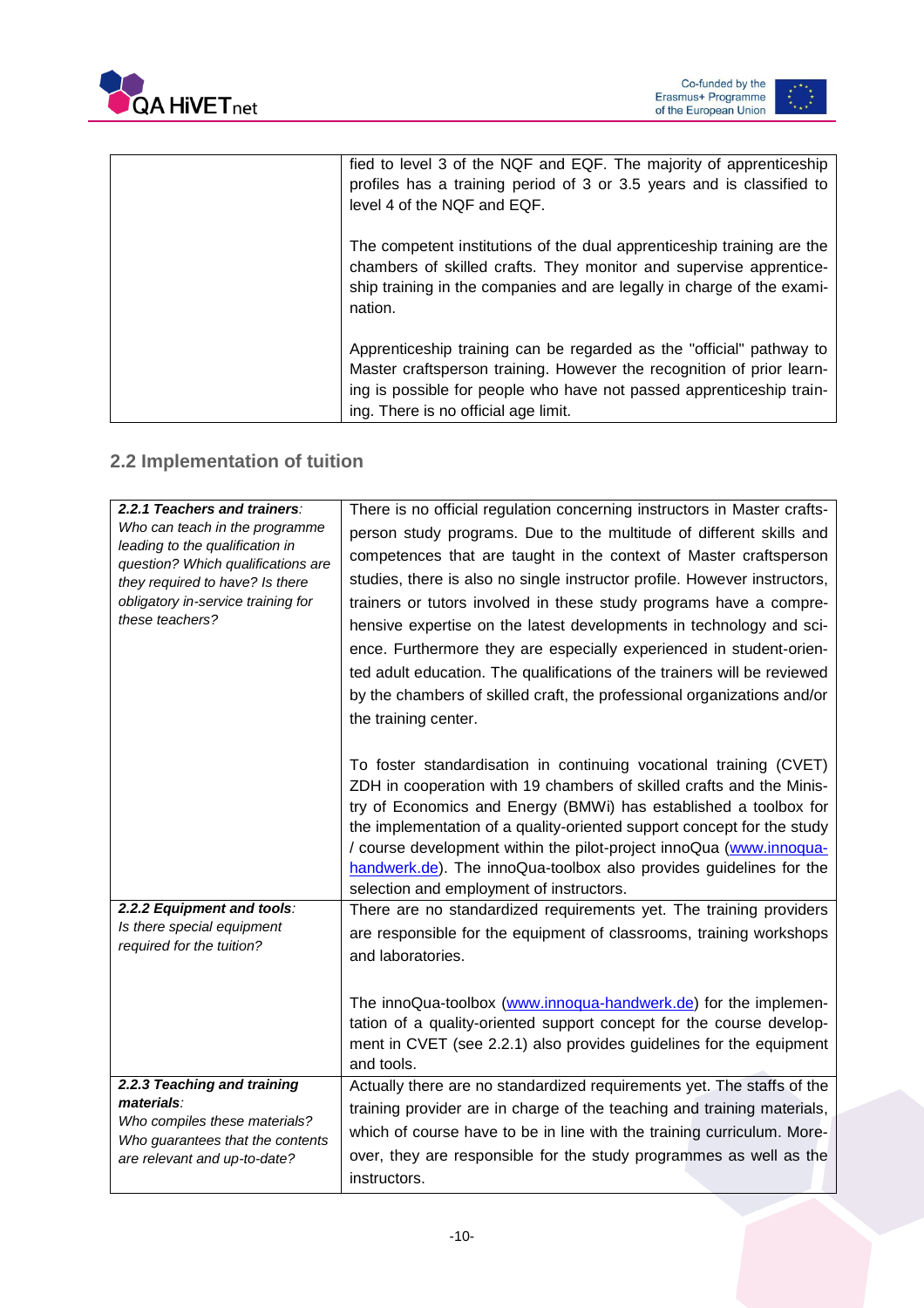| | |
|---|---|
| | fied to level 3 of the NQF and EQF. The majority of apprenticeship profiles has a training period of 3 or 3.5 years and is classified to level 4 of the NQF and EQF.<br><br>The competent institutions of the dual apprenticeship training are the chambers of skilled crafts. They monitor and supervise apprenticeship training in the companies and are legally in charge of the examination.<br><br>Apprenticeship training can be regarded as the "official" pathway to Master craftsperson training. However the recognition of prior learning is possible for people who have not passed apprenticeship training. There is no official age limit. |

## 2.2 Implementation of tuition

| | |
|---|---|
| ***2.2.1 Teachers and trainers**:*<br>*Who can teach in the programme leading to the qualification in question? Which qualifications are they required to have? Is there obligatory in-service training for these teachers?* | There is no official regulation concerning instructors in Master craftsperson study programs. Due to the multitude of different skills and competences that are taught in the context of Master craftsperson studies, there is also no single instructor profile. However instructors, trainers or tutors involved in these study programs have a comprehensive expertise on the latest developments in technology and science. Furthermore they are especially experienced in student-oriented adult education. The qualifications of the trainers will be reviewed by the chambers of skilled craft, the professional organizations and/or the training center.<br><br>To foster standardisation in continuing vocational training (CVET) ZDH in cooperation with 19 chambers of skilled crafts and the Ministry of Economics and Energy (BMWi) has established a toolbox for the implementation of a quality-oriented support concept for the study / course development within the pilot-project innoQua (www.innoqua-handwerk.de). The innoQua-toolbox also provides guidelines for the selection and employment of instructors. |
| ***2.2.2 Equipment and tools**:*<br>*Is there special equipment required for the tuition?* | There are no standardized requirements yet. The training providers are responsible for the equipment of classrooms, training workshops and laboratories.<br><br>The innoQua-toolbox (www.innoqua-handwerk.de) for the implementation of a quality-oriented support concept for the course development in CVET (see 2.2.1) also provides guidelines for the equipment and tools. |
| ***2.2.3 Teaching and training materials**:*<br>*Who compiles these materials? Who guarantees that the contents are relevant and up-to-date?* | Actually there are no standardized requirements yet. The staffs of the training provider are in charge of the teaching and training materials, which of course have to be in line with the training curriculum. Moreover, they are responsible for the study programmes as well as the instructors. |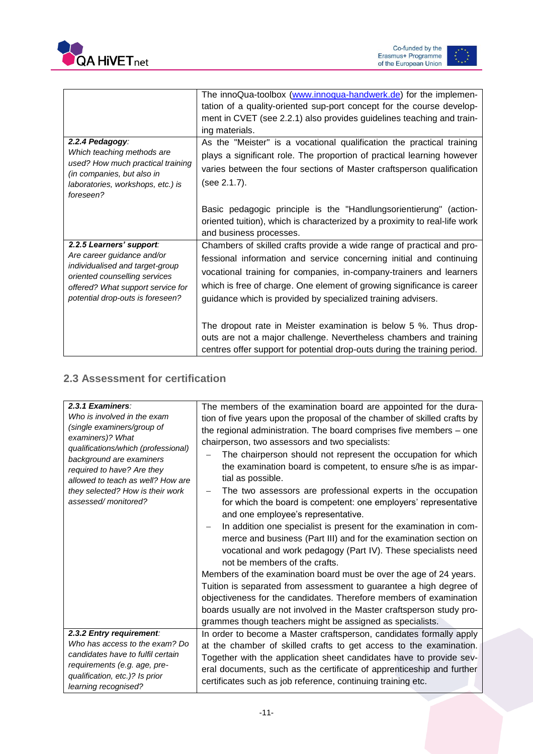| | |
|---|---|
| | The innoQua-toolbox (www.innoqua-handwerk.de) for the implementation of a quality-oriented sup-port concept for the course development in CVET (see 2.2.1) also provides guidelines teaching and training materials. |
| ***2.2.4 Pedagogy**:*<br>*Which teaching methods are used? How much practical training (in companies, but also in laboratories, workshops, etc.) is foreseen?* | As the "Meister" is a vocational qualification the practical training plays a significant role. The proportion of practical learning however varies between the four sections of Master craftsperson qualification (see 2.1.7).<br><br>Basic pedagogic principle is the "Handlungsorientierung" (action-oriented tuition), which is characterized by a proximity to real-life work and business processes. |
| ***2.2.5 Learners' support**:*<br>*Are career guidance and/or individualised and target-group oriented counselling services offered? What support service for potential drop-outs is foreseen?* | Chambers of skilled crafts provide a wide range of practical and professional information and service concerning initial and continuing vocational training for companies, in-company-trainers and learners which is free of charge. One element of growing significance is career guidance which is provided by specialized training advisers.<br><br>The dropout rate in Meister examination is below 5 %. Thus drop-outs are not a major challenge. Nevertheless chambers and training centres offer support for potential drop-outs during the training period. |

## 2.3 Assessment for certification

| | |
|---|---|
| ***2.3.1 Examiners**:*<br>*Who is involved in the exam (single examiners/group of examiners)? What qualifications/which (professional) background are examiners required to have? Are they allowed to teach as well? How are they selected? How is their work assessed/ monitored?* | The members of the examination board are appointed for the duration of five years upon the proposal of the chamber of skilled crafts by the regional administration. The board comprises five members – one chairperson, two assessors and two specialists:<br>– The chairperson should not represent the occupation for which the examination board is competent, to ensure s/he is as impartial as possible.<br>– The two assessors are professional experts in the occupation for which the board is competent: one employers' representative and one employee's representative.<br>– In addition one specialist is present for the examination in commerce and business (Part III) and for the examination section on vocational and work pedagogy (Part IV). These specialists need not be members of the crafts.<br>Members of the examination board must be over the age of 24 years.<br>Tuition is separated from assessment to guarantee a high degree of objectiveness for the candidates. Therefore members of examination boards usually are not involved in the Master craftsperson study programmes though teachers might be assigned as specialists. |
| ***2.3.2 Entry requirement**:*<br>*Who has access to the exam? Do candidates have to fulfil certain requirements (e.g. age, pre-qualification, etc.)? Is prior learning recognised?* | In order to become a Master craftsperson, candidates formally apply at the chamber of skilled crafts to get access to the examination. Together with the application sheet candidates have to provide several documents, such as the certificate of apprenticeship and further certificates such as job reference, continuing training etc. |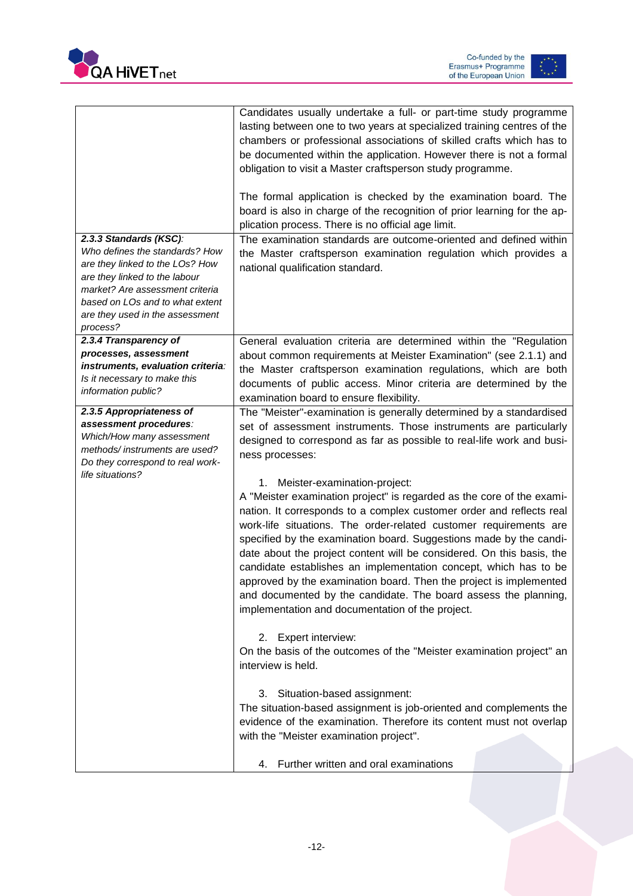| | |
|---|---|
| | Candidates usually undertake a full- or part-time study programme lasting between one to two years at specialized training centres of the chambers or professional associations of skilled crafts which has to be documented within the application. However there is not a formal obligation to visit a Master craftsperson study programme.<br><br>The formal application is checked by the examination board. The board is also in charge of the recognition of prior learning for the application process. There is no official age limit. |
| ***2.3.3 Standards (KSC)**:* *Who defines the standards? How are they linked to the LOs? How are they linked to the labour market? Are assessment criteria based on LOs and to what extent are they used in the assessment process?* | The examination standards are outcome-oriented and defined within the Master craftsperson examination regulation which provides a national qualification standard. |
| ***2.3.4 Transparency of processes, assessment instruments, evaluation criteria**:* *Is it necessary to make this information public?* | General evaluation criteria are determined within the "Regulation about common requirements at Meister Examination" (see 2.1.1) and the Master craftsperson examination regulations, which are both documents of public access. Minor criteria are determined by the examination board to ensure flexibility. |
| ***2.3.5 Appropriateness of assessment procedures**:* *Which/How many assessment methods/ instruments are used? Do they correspond to real work-life situations?* | The "Meister"-examination is generally determined by a standardised set of assessment instruments. Those instruments are particularly designed to correspond as far as possible to real-life work and business processes:<br><br>1. Meister-examination-project:<br>A "Meister examination project" is regarded as the core of the examination. It corresponds to a complex customer order and reflects real work-life situations. The order-related customer requirements are specified by the examination board. Suggestions made by the candidate about the project content will be considered. On this basis, the candidate establishes an implementation concept, which has to be approved by the examination board. Then the project is implemented and documented by the candidate. The board assess the planning, implementation and documentation of the project.<br><br>2. Expert interview:<br>On the basis of the outcomes of the "Meister examination project" an interview is held.<br><br>3. Situation-based assignment:<br>The situation-based assignment is job-oriented and complements the evidence of the examination. Therefore its content must not overlap with the "Meister examination project".<br><br>4. Further written and oral examinations |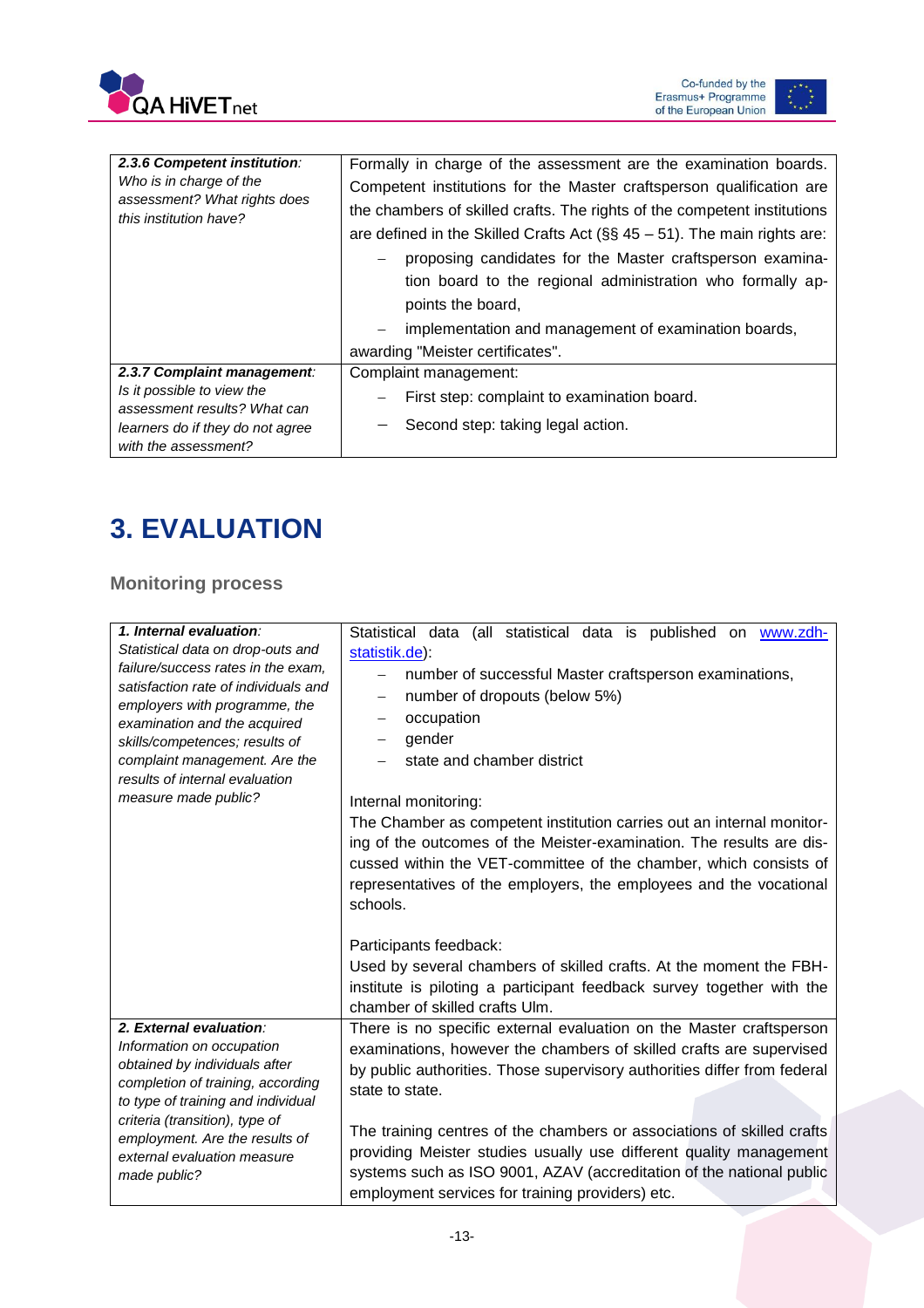| | |
|---|---|
| ***2.3.6 Competent institution**: Who is in charge of the assessment? What rights does this institution have?* | Formally in charge of the assessment are the examination boards. Competent institutions for the Master craftsperson qualification are the chambers of skilled crafts. The rights of the competent institutions are defined in the Skilled Crafts Act (§§ 45 – 51). The main rights are:<br>– proposing candidates for the Master craftsperson examination board to the regional administration who formally appoints the board,<br>– implementation and management of examination boards,<br>awarding "Meister certificates". |
| ***2.3.7 Complaint management**: Is it possible to view the assessment results? What can learners do if they do not agree with the assessment?* | Complaint management:<br>– First step: complaint to examination board.<br>– Second step: taking legal action. |

# 3. EVALUATION

## Monitoring process

| | |
|---|---|
| ***1. Internal evaluation**: Statistical data on drop-outs and failure/success rates in the exam, satisfaction rate of individuals and employers with programme, the examination and the acquired skills/competences; results of complaint management. Are the results of internal evaluation measure made public?* | Statistical data (all statistical data is published on [www.zdh-statistik.de](www.zdh-statistik.de)):<br>– number of successful Master craftsperson examinations,<br>– number of dropouts (below 5%)<br>– occupation<br>– gender<br>– state and chamber district<br><br>Internal monitoring:<br>The Chamber as competent institution carries out an internal monitoring of the outcomes of the Meister-examination. The results are discussed within the VET-committee of the chamber, which consists of representatives of the employers, the employees and the vocational schools.<br><br>Participants feedback:<br>Used by several chambers of skilled crafts. At the moment the FBH-institute is piloting a participant feedback survey together with the chamber of skilled crafts Ulm. |
| ***2. External evaluation**: Information on occupation obtained by individuals after completion of training, according to type of training and individual criteria (transition), type of employment. Are the results of external evaluation measure made public?* | There is no specific external evaluation on the Master craftsperson examinations, however the chambers of skilled crafts are supervised by public authorities. Those supervisory authorities differ from federal state to state.<br><br>The training centres of the chambers or associations of skilled crafts providing Meister studies usually use different quality management systems such as ISO 9001, AZAV (accreditation of the national public employment services for training providers) etc. |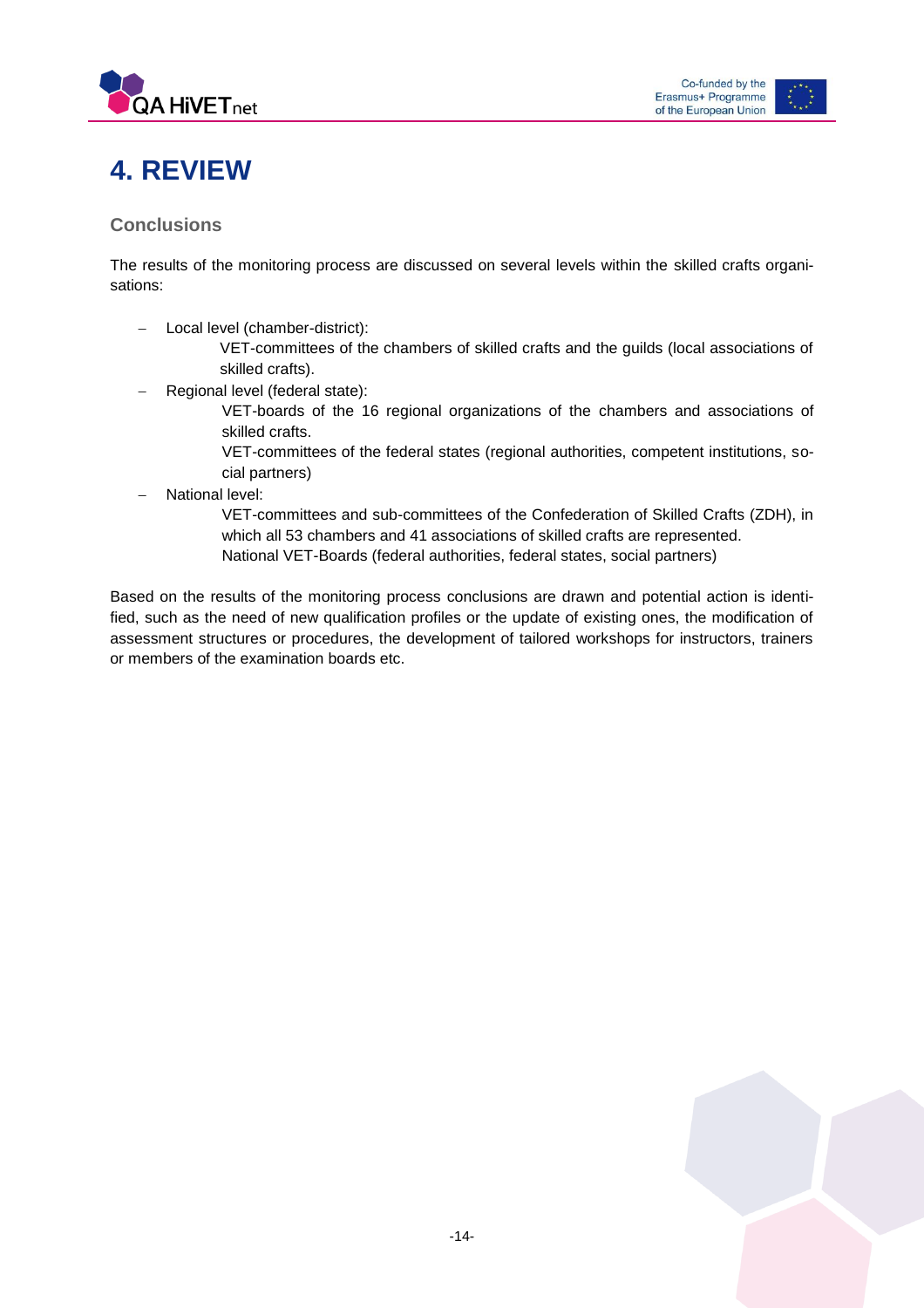# 4. REVIEW

## Conclusions

The results of the monitoring process are discussed on several levels within the skilled crafts organisations:

- Local level (chamber-district):
  VET-committees of the chambers of skilled crafts and the guilds (local associations of skilled crafts).
- Regional level (federal state):
  VET-boards of the 16 regional organizations of the chambers and associations of skilled crafts.
  VET-committees of the federal states (regional authorities, competent institutions, social partners)
- National level:
  VET-committees and sub-committees of the Confederation of Skilled Crafts (ZDH), in which all 53 chambers and 41 associations of skilled crafts are represented.
  National VET-Boards (federal authorities, federal states, social partners)

Based on the results of the monitoring process conclusions are drawn and potential action is identified, such as the need of new qualification profiles or the update of existing ones, the modification of assessment structures or procedures, the development of tailored workshops for instructors, trainers or members of the examination boards etc.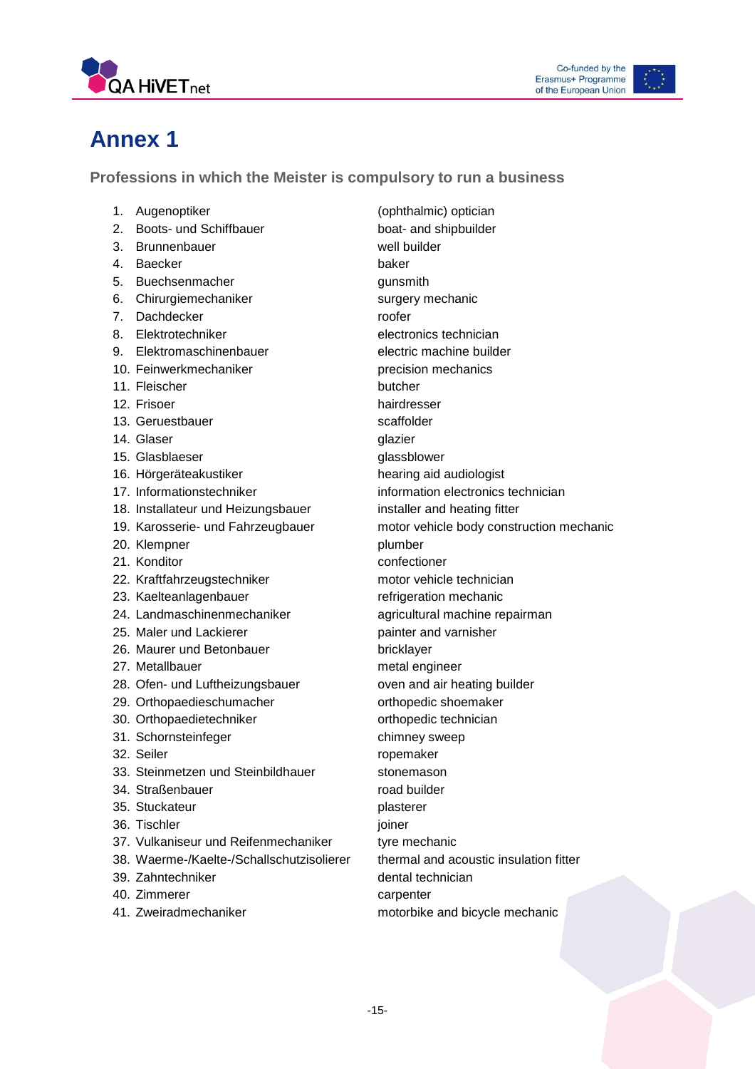# Annex 1

### Professions in which the Meister is compulsory to run a business

| | | |
|---|---|---|
| 1. | Augenoptiker | (ophthalmic) optician |
| 2. | Boots- und Schiffbauer | boat- and shipbuilder |
| 3. | Brunnenbauer | well builder |
| 4. | Baecker | baker |
| 5. | Buechsenmacher | gunsmith |
| 6. | Chirurgiemechaniker | surgery mechanic |
| 7. | Dachdecker | roofer |
| 8. | Elektrotechniker | electronics technician |
| 9. | Elektromaschinenbauer | electric machine builder |
| 10. | Feinwerkmechaniker | precision mechanics |
| 11. | Fleischer | butcher |
| 12. | Frisoer | hairdresser |
| 13. | Geruestbauer | scaffolder |
| 14. | Glaser | glazier |
| 15. | Glasblaeser | glassblower |
| 16. | Hörgeräteakustiker | hearing aid audiologist |
| 17. | Informationstechniker | information electronics technician |
| 18. | Installateur und Heizungsbauer | installer and heating fitter |
| 19. | Karosserie- und Fahrzeugbauer | motor vehicle body construction mechanic |
| 20. | Klempner | plumber |
| 21. | Konditor | confectioner |
| 22. | Kraftfahrzeugstechniker | motor vehicle technician |
| 23. | Kaelteanlagenbauer | refrigeration mechanic |
| 24. | Landmaschinenmechaniker | agricultural machine repairman |
| 25. | Maler und Lackierer | painter and varnisher |
| 26. | Maurer und Betonbauer | bricklayer |
| 27. | Metallbauer | metal engineer |
| 28. | Ofen- und Luftheizungsbauer | oven and air heating builder |
| 29. | Orthopaedieschumacher | orthopedic shoemaker |
| 30. | Orthopaedietechniker | orthopedic technician |
| 31. | Schornsteinfeger | chimney sweep |
| 32. | Seiler | ropemaker |
| 33. | Steinmetzen und Steinbildhauer | stonemason |
| 34. | Straßenbauer | road builder |
| 35. | Stuckateur | plasterer |
| 36. | Tischler | joiner |
| 37. | Vulkaniseur und Reifenmechaniker | tyre mechanic |
| 38. | Waerme-/Kaelte-/Schallschutzisolierer | thermal and acoustic insulation fitter |
| 39. | Zahntechniker | dental technician |
| 40. | Zimmerer | carpenter |
| 41. | Zweiradmechaniker | motorbike and bicycle mechanic |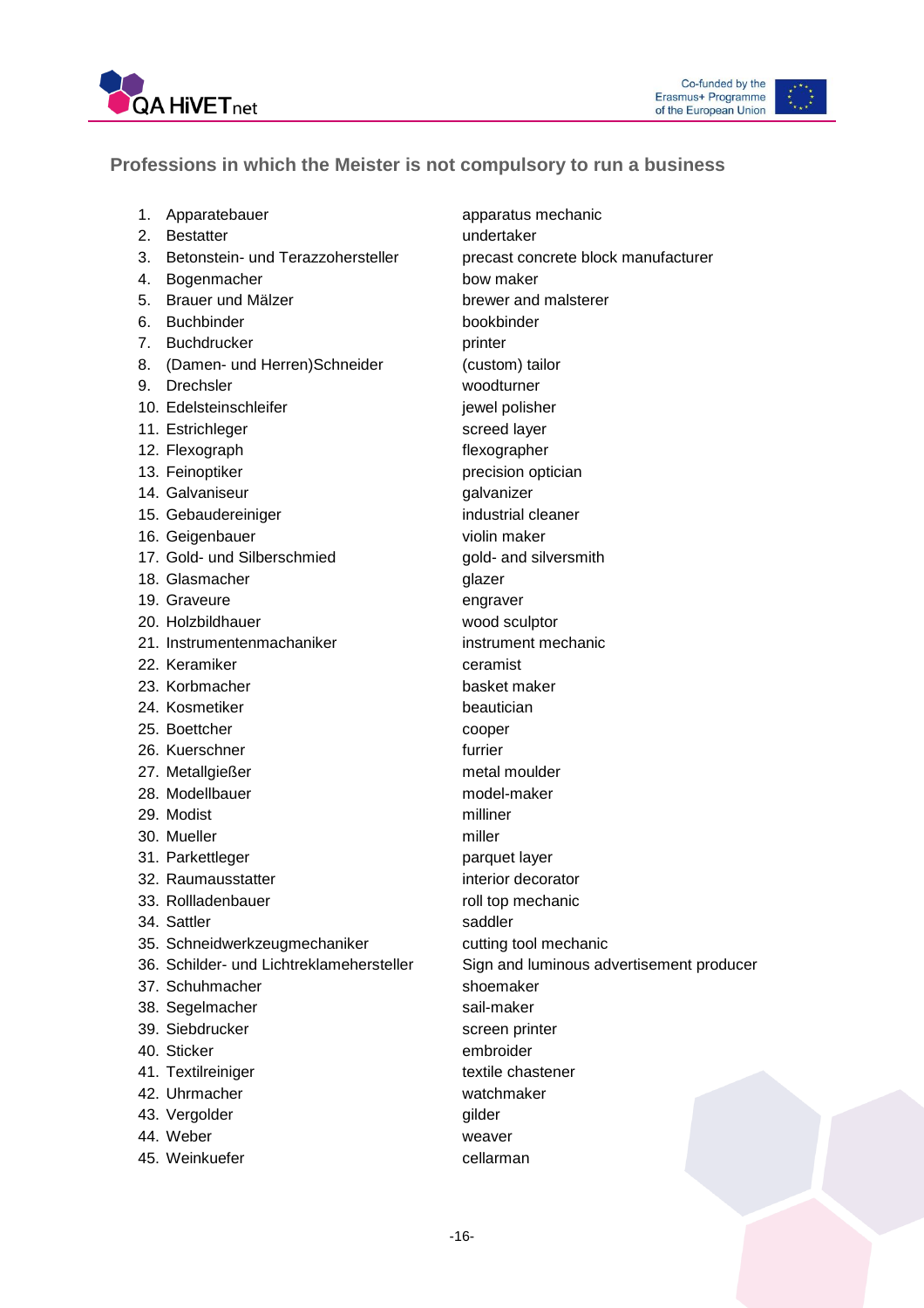## Professions in which the Meister is not compulsory to run a business

| | | |
|---|---|---|
| 1. | Apparatebauer | apparatus mechanic |
| 2. | Bestatter | undertaker |
| 3. | Betonstein- und Terazzohersteller | precast concrete block manufacturer |
| 4. | Bogenmacher | bow maker |
| 5. | Brauer und Mälzer | brewer and malsterer |
| 6. | Buchbinder | bookbinder |
| 7. | Buchdrucker | printer |
| 8. | (Damen- und Herren)Schneider | (custom) tailor |
| 9. | Drechsler | woodturner |
| 10. | Edelsteinschleifer | jewel polisher |
| 11. | Estrichleger | screed layer |
| 12. | Flexograph | flexographer |
| 13. | Feinoptiker | precision optician |
| 14. | Galvaniseur | galvanizer |
| 15. | Gebaudereiniger | industrial cleaner |
| 16. | Geigenbauer | violin maker |
| 17. | Gold- und Silberschmied | gold- and silversmith |
| 18. | Glasmacher | glazer |
| 19. | Graveure | engraver |
| 20. | Holzbildhauer | wood sculptor |
| 21. | Instrumentenmachaniker | instrument mechanic |
| 22. | Keramiker | ceramist |
| 23. | Korbmacher | basket maker |
| 24. | Kosmetiker | beautician |
| 25. | Boettcher | cooper |
| 26. | Kuerschner | furrier |
| 27. | Metallgießer | metal moulder |
| 28. | Modellbauer | model-maker |
| 29. | Modist | milliner |
| 30. | Mueller | miller |
| 31. | Parkettleger | parquet layer |
| 32. | Raumausstatter | interior decorator |
| 33. | Rollladenbauer | roll top mechanic |
| 34. | Sattler | saddler |
| 35. | Schneidwerkzeugmechaniker | cutting tool mechanic |
| 36. | Schilder- und Lichtreklamehersteller | Sign and luminous advertisement producer |
| 37. | Schuhmacher | shoemaker |
| 38. | Segelmacher | sail-maker |
| 39. | Siebdrucker | screen printer |
| 40. | Sticker | embroider |
| 41. | Textilreiniger | textile chastener |
| 42. | Uhrmacher | watchmaker |
| 43. | Vergolder | gilder |
| 44. | Weber | weaver |
| 45. | Weinkuefer | cellarman |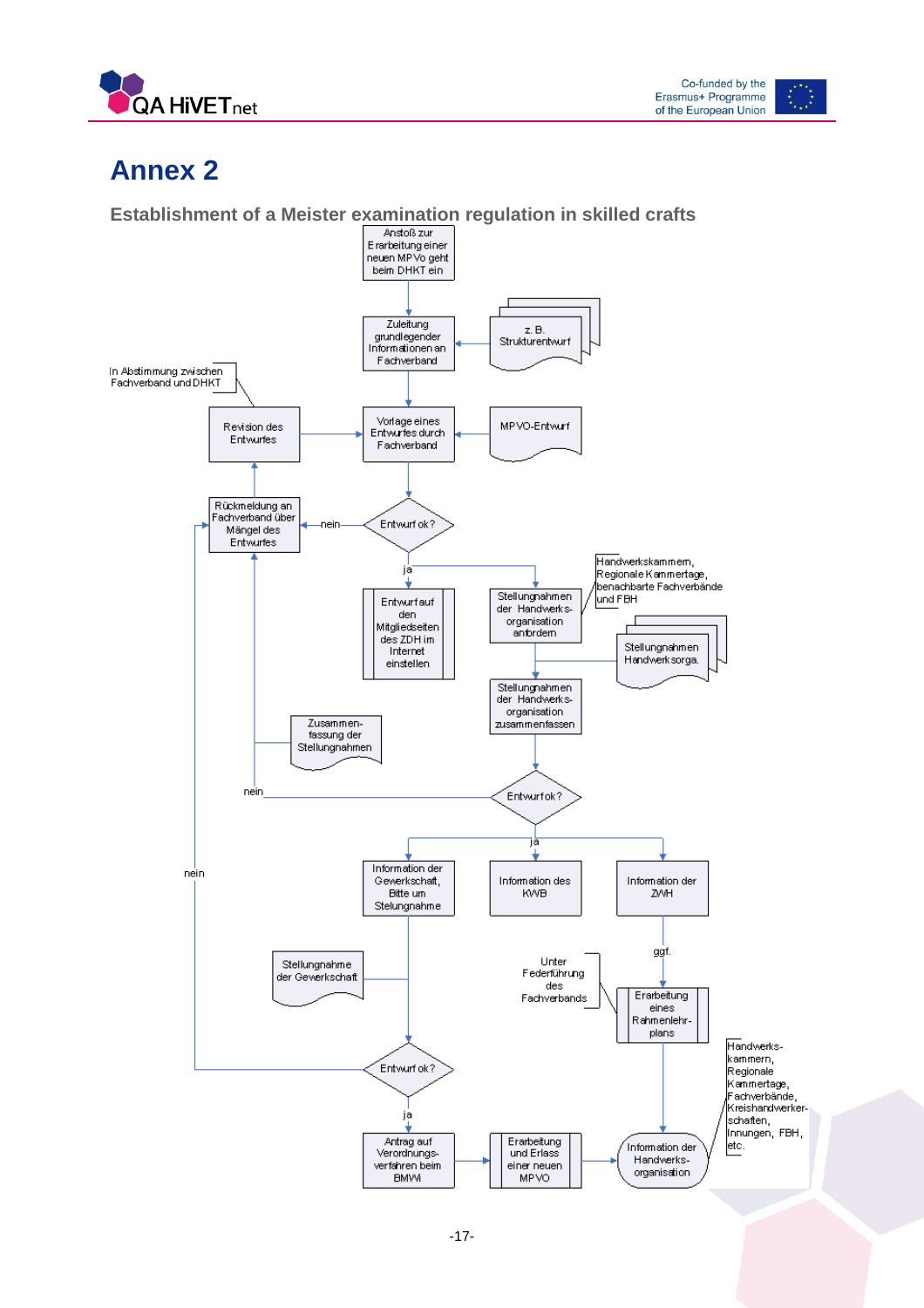# Annex 2

## Establishment of a Meister examination regulation in skilled crafts

Anstoß zur Erarbeitung einer neuen MPVo geht beim DHKT ein

Zuleitung grundlegender Informationen an Fachverband

z. B. Strukturentwurf

In Abstimmung zwischen Fachverband und DHKT

Revision des Entwurfes

Vorlage eines Entwurfes durch Fachverband

MPVO-Entwurf

Rückmeldung an Fachverband über Mängel des Entwurfes

nein

Entwurf ok?

ja

Entwurf auf den Mitgliedseiten des ZDH im Internet einstellen

Stellungnahmen der Handwerks-organisation anfordern

Handwerkskammern, Regionale Kammertage, benachbarte Fachverbände und FBH

Stellungnahmen Handwerksorga.

Stellungnahmen der Handwerks-organisation zusammenfassen

Zusammen-fassung der Stellungnahmen

nein

Entwurf ok?

ja

nein

Information der Gewerkschaft, Bitte um Stellungnahme

Information des KWB

Information der ZWH

ggf.

Stellungnahme der Gewerkschaft

Unter Federführung des Fachverbands

Erarbeitung eines Rahmenlehr-plans

Entwurf ok?

ja

Handwerks-kammern, Regionale Kammertage, Fachverbände, Kreishandwerker-schaften, Innungen, FBH, etc.

Antrag auf Verordnungs-verfahren beim BMWi

Erarbeitung und Erlass einer neuen MPVO

Information der Handwerks-organisation